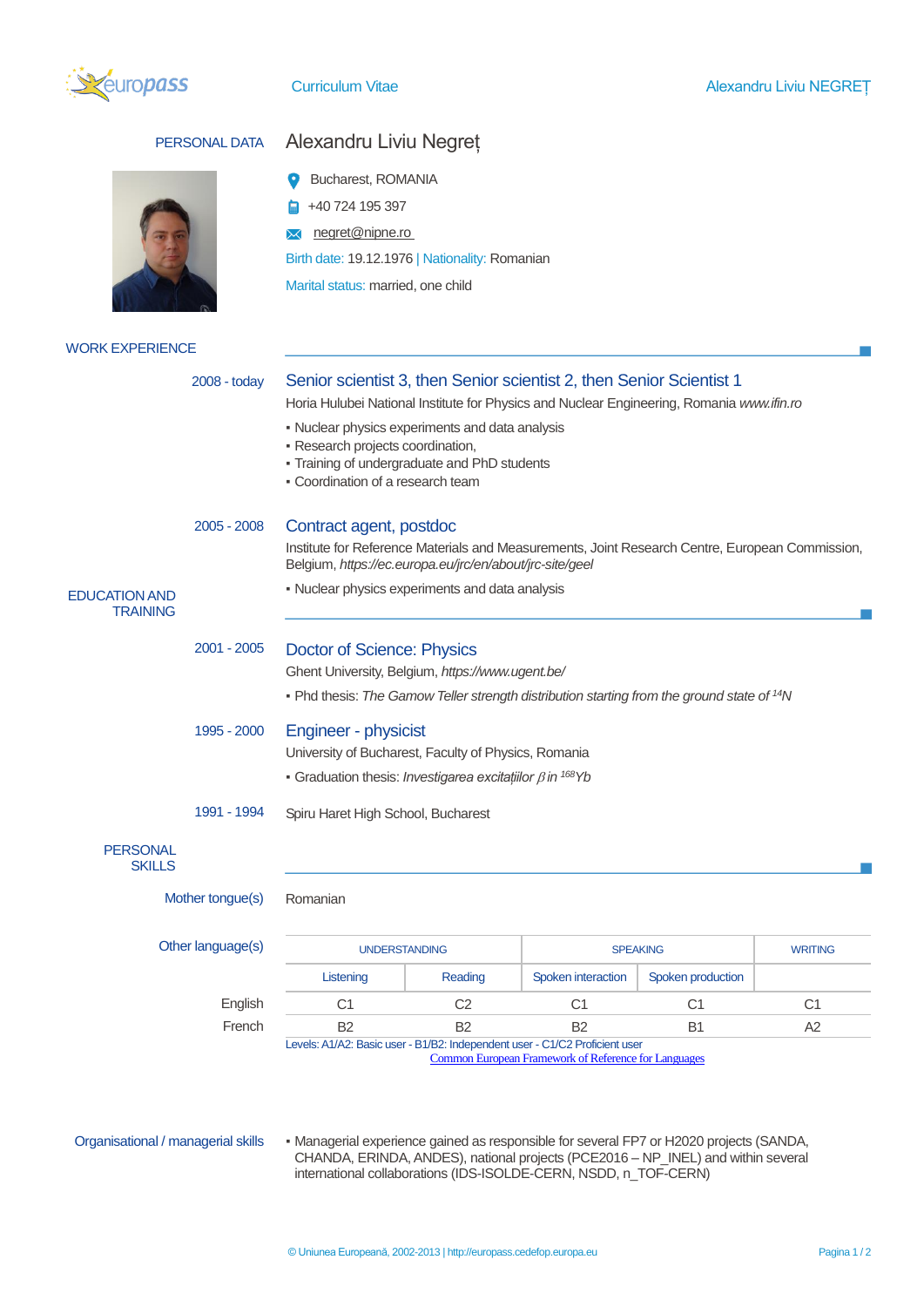# Curriculum Vitae

## PERSONAL DATA

**Alexandru Liviu Negreț**

Bucharest, ROMANIA

+40 724 195 397

negret@nipne.ro

Birth date: 19.12.1976 | Nationality: Romanian

Marital status: married, one child

## WORK EXPERIENCE

**2008 - today**

### Senior scientist 3, then Senior scientist 2, then Senior Scientist 1

Horia Hulubei National Institute for Physics and Nuclear Engineering, Romania *www.ifin.ro*

- Nuclear physics experiments and data analysis
- Research projects coordination,
- Training of undergraduate and PhD students
- Coordination of a research team

**2005 - 2008**

### Contract agent, postdoc

Institute for Reference Materials and Measurements, Joint Research Centre, European Commission, Belgium, *https://ec.europa.eu/jrc/en/about/jrc-site/geel*

- Nuclear physics experiments and data analysis

## EDUCATION AND TRAINING

**2001 - 2005**

### Doctor of Science: Physics

Ghent University, Belgium, *https://www.ugent.be/*

- Phd thesis: *The Gamow Teller strength distribution starting from the ground state of* $^{14}N$

**1995 - 2000**

### Engineer - physicist

University of Bucharest, Faculty of Physics, Romania

- Graduation thesis: *Investigarea excitațiilor* $\beta$ *in* $^{168}Yb$

**1991 - 1994**

Spiru Haret High School, Bucharest

## PERSONAL SKILLS

**Mother tongue(s)**: Romanian

**Other language(s)**

| | UNDERSTANDING | | SPEAKING | | WRITING |
|---|---|---|---|---|---|
| | Listening | Reading | Spoken interaction | Spoken production | |
| English | C1 | C2 | C1 | C1 | C1 |
| French | B2 | B2 | B2 | B1 | A2 |

Levels: A1/A2: Basic user - B1/B2: Independent user - C1/C2 Proficient user
Common European Framework of Reference for Languages

**Organisational / managerial skills**

- Managerial experience gained as responsible for several FP7 or H2020 projects (SANDA, CHANDA, ERINDA, ANDES), national projects (PCE2016 – NP_INEL) and within several international collaborations (IDS-ISOLDE-CERN, NSDD, n_TOF-CERN)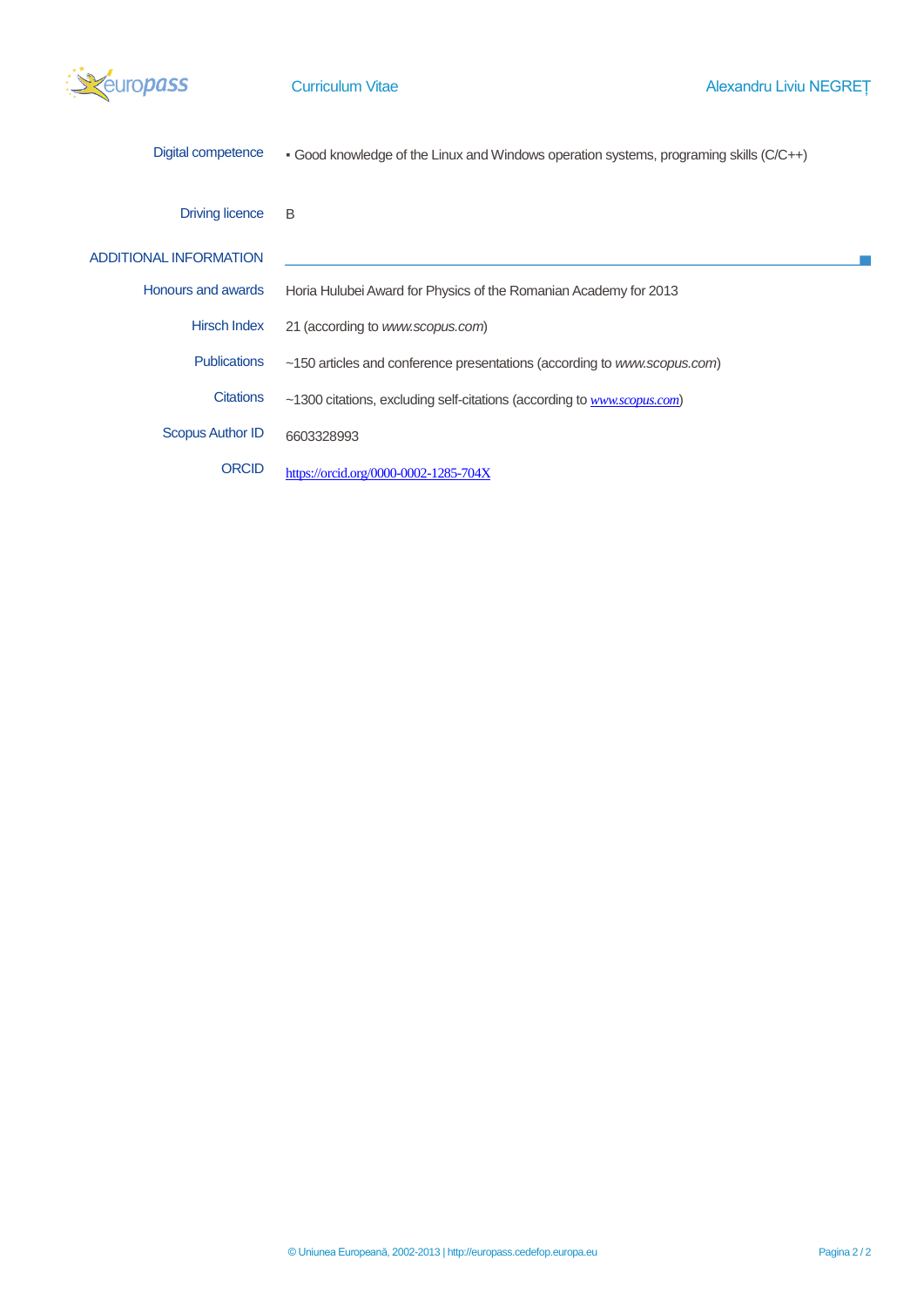| | |
|---|---|
| Digital competence | ▪ Good knowledge of the Linux and Windows operation systems, programing skills (C/C++) |
| Driving licence | B |

## ADDITIONAL INFORMATION

| | |
|---|---|
| Honours and awards | Horia Hulubei Award for Physics of the Romanian Academy for 2013 |
| Hirsch Index | 21 (according to *www.scopus.com*) |
| Publications | ~150 articles and conference presentations (according to *www.scopus.com*) |
| Citations | ~1300 citations, excluding self-citations (according to *www.scopus.com*) |
| Scopus Author ID | 6603328993 |
| ORCID | https://orcid.org/0000-0002-1285-704X |